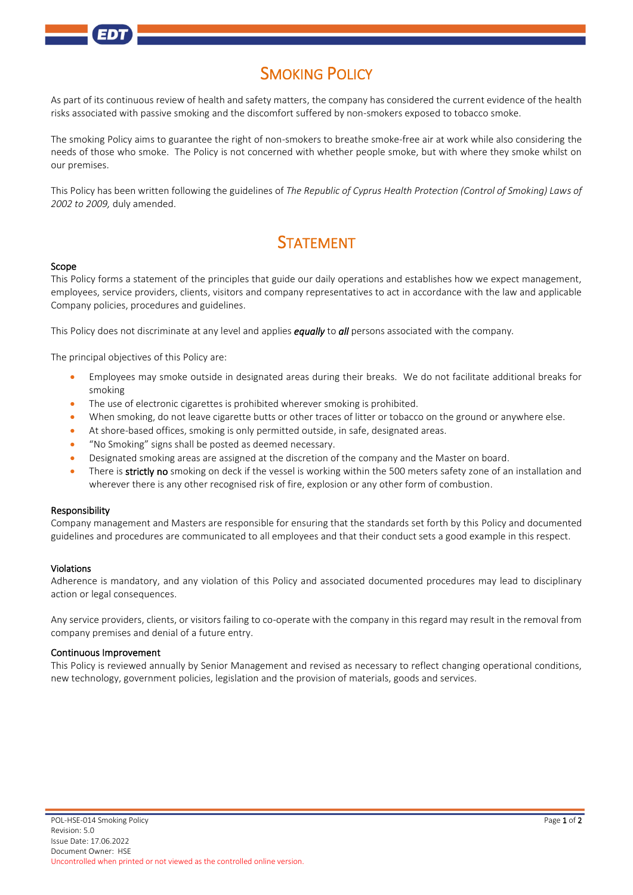# Smoking Policy

As part of its continuous review of health and safety matters, the company has considered the current evidence of the health risks associated with passive smoking and the discomfort suffered by non-smokers exposed to tobacco smoke.

The smoking Policy aims to guarantee the right of non-smokers to breathe smoke-free air at work while also considering the needs of those who smoke. The Policy is not concerned with whether people smoke, but with where they smoke whilst on our premises.

This Policy has been written following the guidelines of *The Republic of Cyprus Health Protection (Control of Smoking) Laws of 2002 to 2009,* duly amended.

# Statement

### Scope

This Policy forms a statement of the principles that guide our daily operations and establishes how we expect management, employees, service providers, clients, visitors and company representatives to act in accordance with the law and applicable Company policies, procedures and guidelines.

This Policy does not discriminate at any level and applies ***equally*** to ***all*** persons associated with the company.

The principal objectives of this Policy are:

- Employees may smoke outside in designated areas during their breaks. We do not facilitate additional breaks for smoking
- The use of electronic cigarettes is prohibited wherever smoking is prohibited.
- When smoking, do not leave cigarette butts or other traces of litter or tobacco on the ground or anywhere else.
- At shore-based offices, smoking is only permitted outside, in safe, designated areas.
- "No Smoking" signs shall be posted as deemed necessary.
- Designated smoking areas are assigned at the discretion of the company and the Master on board.
- There is **strictly no** smoking on deck if the vessel is working within the 500 meters safety zone of an installation and wherever there is any other recognised risk of fire, explosion or any other form of combustion.

### Responsibility

Company management and Masters are responsible for ensuring that the standards set forth by this Policy and documented guidelines and procedures are communicated to all employees and that their conduct sets a good example in this respect.

### Violations

Adherence is mandatory, and any violation of this Policy and associated documented procedures may lead to disciplinary action or legal consequences.

Any service providers, clients, or visitors failing to co-operate with the company in this regard may result in the removal from company premises and denial of a future entry.

### Continuous Improvement

This Policy is reviewed annually by Senior Management and revised as necessary to reflect changing operational conditions, new technology, government policies, legislation and the provision of materials, goods and services.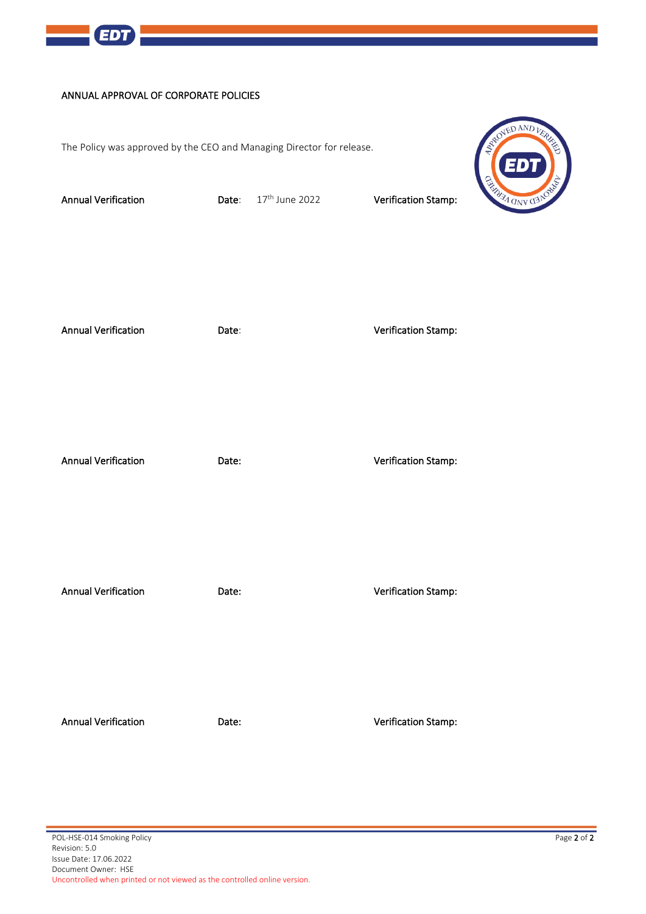ANNUAL APPROVAL OF CORPORATE POLICIES

The Policy was approved by the CEO and Managing Director for release.

**Annual Verification** **Date:** 17th June 2022 **Verification Stamp:**

**Annual Verification** **Date:** **Verification Stamp:**

**Annual Verification** **Date:** **Verification Stamp:**

**Annual Verification** **Date:** **Verification Stamp:**

**Annual Verification** **Date:** **Verification Stamp:**

POL-HSE-014 Smoking Policy
Revision: 5.0
Issue Date: 17.06.2022
Document Owner: HSE
Uncontrolled when printed or not viewed as the controlled online version.